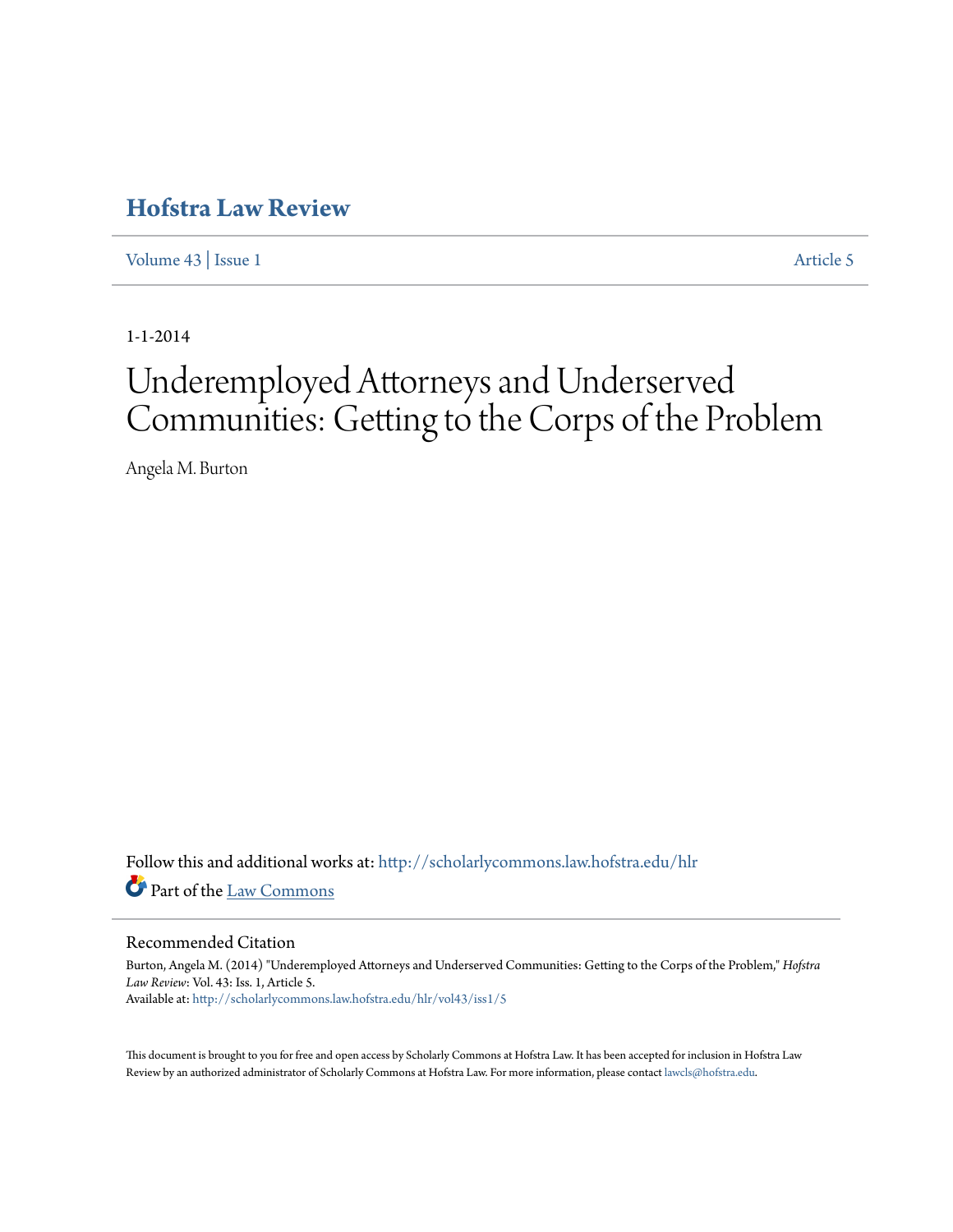# Hofstra Law Review

Volume 43 | Issue 1 Article 5

1-1-2014

# Underemployed Attorneys and Underserved Communities: Getting to the Corps of the Problem

Angela M. Burton

Follow this and additional works at: http://scholarlycommons.law.hofstra.edu/hlr

Part of the Law Commons

## Recommended Citation

Burton, Angela M. (2014) "Underemployed Attorneys and Underserved Communities: Getting to the Corps of the Problem," *Hofstra Law Review*: Vol. 43: Iss. 1, Article 5.
Available at: http://scholarlycommons.law.hofstra.edu/hlr/vol43/iss1/5

This document is brought to you for free and open access by Scholarly Commons at Hofstra Law. It has been accepted for inclusion in Hofstra Law Review by an authorized administrator of Scholarly Commons at Hofstra Law. For more information, please contact lawcls@hofstra.edu.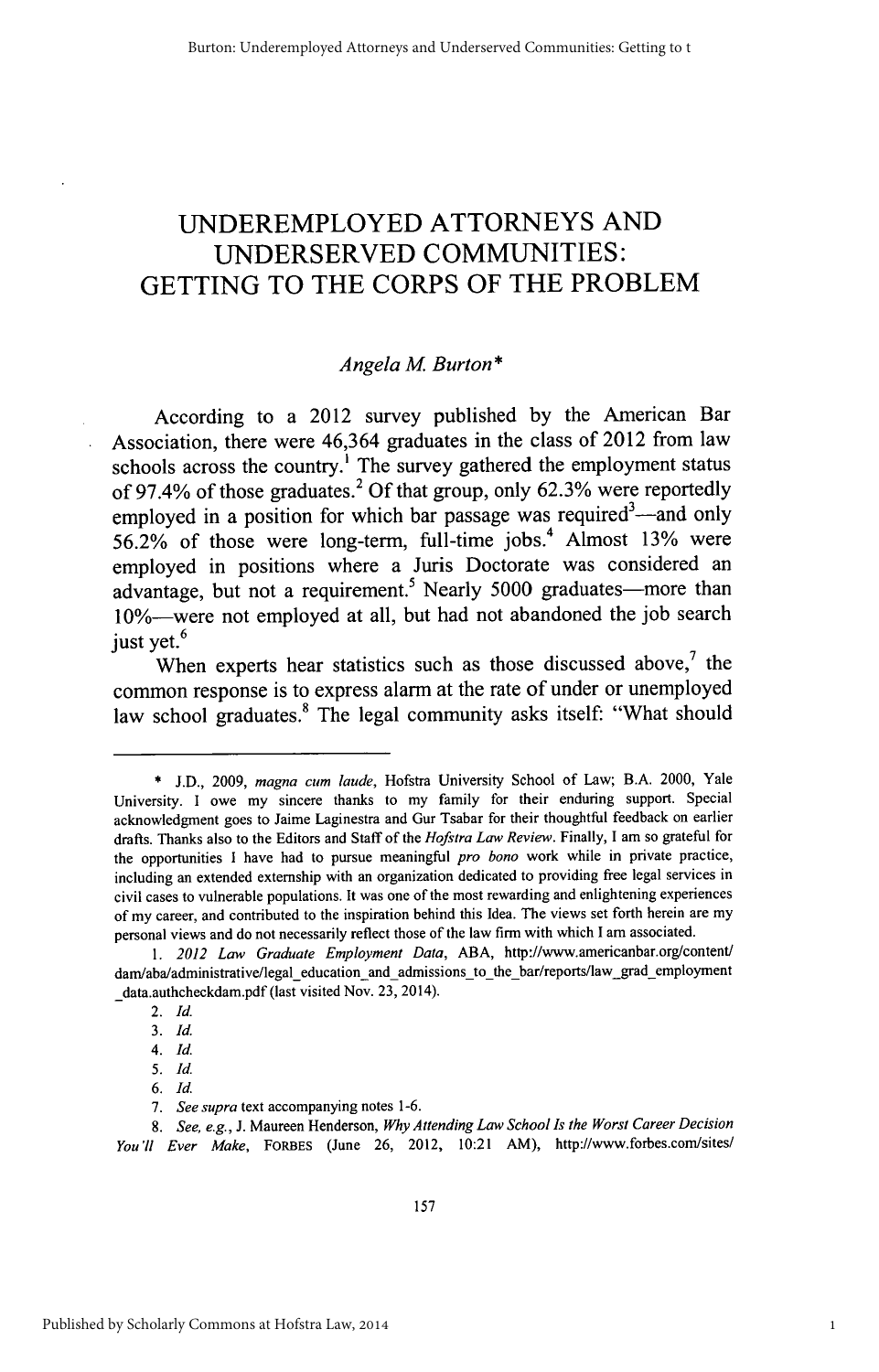# UNDEREMPLOYED ATTORNEYS AND UNDERSERVED COMMUNITIES: GETTING TO THE CORPS OF THE PROBLEM

*Angela M. Burton\**

According to a 2012 survey published by the American Bar Association, there were 46,364 graduates in the class of 2012 from law schools across the country.[1] The survey gathered the employment status of 97.4% of those graduates.[2] Of that group, only 62.3% were reportedly employed in a position for which bar passage was required[3]—and only 56.2% of those were long-term, full-time jobs.[4] Almost 13% were employed in positions where a Juris Doctorate was considered an advantage, but not a requirement.[5] Nearly 5000 graduates—more than 10%—were not employed at all, but had not abandoned the job search just yet.[6]

When experts hear statistics such as those discussed above,[7] the common response is to express alarm at the rate of under or unemployed law school graduates.[8] The legal community asks itself: "What should

---

\* J.D., 2009, *magna cum laude*, Hofstra University School of Law; B.A. 2000, Yale University. I owe my sincere thanks to my family for their enduring support. Special acknowledgment goes to Jaime Laginestra and Gur Tsabar for their thoughtful feedback on earlier drafts. Thanks also to the Editors and Staff of the *Hofstra Law Review*. Finally, I am so grateful for the opportunities I have had to pursue meaningful *pro bono* work while in private practice, including an extended externship with an organization dedicated to providing free legal services in civil cases to vulnerable populations. It was one of the most rewarding and enlightening experiences of my career, and contributed to the inspiration behind this Idea. The views set forth herein are my personal views and do not necessarily reflect those of the law firm with which I am associated.

1. *2012 Law Graduate Employment Data*, ABA, http://www.americanbar.org/content/dam/aba/administrative/legal_education_and_admissions_to_the_bar/reports/law_grad_employment_data.authcheckdam.pdf (last visited Nov. 23, 2014).

2. *Id.*

3. *Id.*

4. *Id.*

5. *Id.*

6. *Id.*

7. *See supra* text accompanying notes 1-6.

8. *See, e.g.*, J. Maureen Henderson, *Why Attending Law School Is the Worst Career Decision You'll Ever Make*, FORBES (June 26, 2012, 10:21 AM), http://www.forbes.com/sites/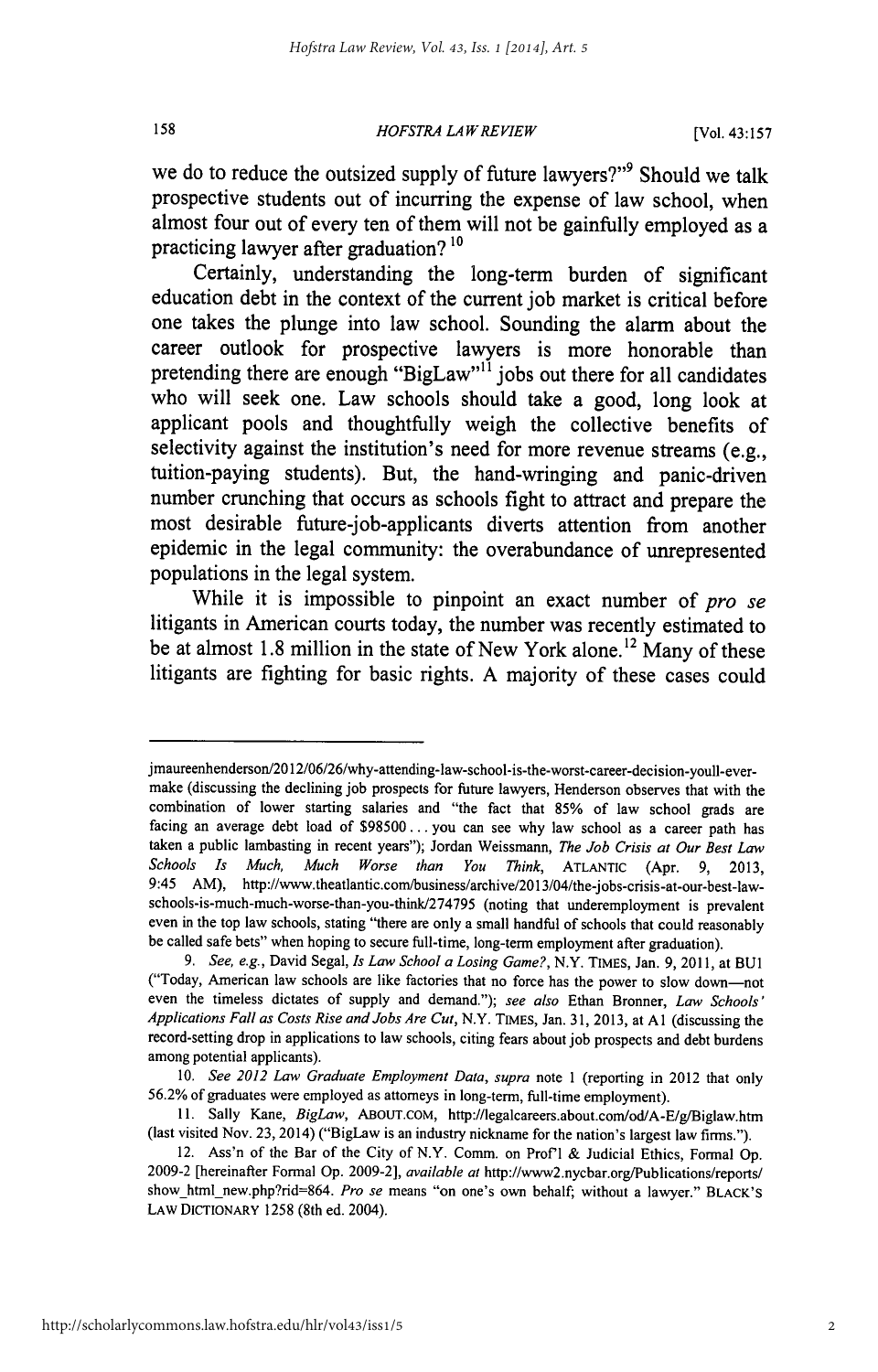we do to reduce the outsized supply of future lawyers?"[9] Should we talk prospective students out of incurring the expense of law school, when almost four out of every ten of them will not be gainfully employed as a practicing lawyer after graduation?[10]

Certainly, understanding the long-term burden of significant education debt in the context of the current job market is critical before one takes the plunge into law school. Sounding the alarm about the career outlook for prospective lawyers is more honorable than pretending there are enough "BigLaw"[11] jobs out there for all candidates who will seek one. Law schools should take a good, long look at applicant pools and thoughtfully weigh the collective benefits of selectivity against the institution's need for more revenue streams (e.g., tuition-paying students). But, the hand-wringing and panic-driven number crunching that occurs as schools fight to attract and prepare the most desirable future-job-applicants diverts attention from another epidemic in the legal community: the overabundance of unrepresented populations in the legal system.

While it is impossible to pinpoint an exact number of *pro se* litigants in American courts today, the number was recently estimated to be at almost 1.8 million in the state of New York alone.[12] Many of these litigants are fighting for basic rights. A majority of these cases could

---

jmaureenhenderson/2012/06/26/why-attending-law-school-is-the-worst-career-decision-youll-ever-make (discussing the declining job prospects for future lawyers, Henderson observes that with the combination of lower starting salaries and "the fact that 85% of law school grads are facing an average debt load of $98500 . . . you can see why law school as a career path has taken a public lambasting in recent years"); Jordan Weissmann, *The Job Crisis at Our Best Law Schools Is Much, Much Worse than You Think*, ATLANTIC (Apr. 9, 2013, 9:45 AM), http://www.theatlantic.com/business/archive/2013/04/the-jobs-crisis-at-our-best-law-schools-is-much-much-worse-than-you-think/274795 (noting that underemployment is prevalent even in the top law schools, stating "there are only a small handful of schools that could reasonably be called safe bets" when hoping to secure full-time, long-term employment after graduation).

9. *See, e.g.*, David Segal, *Is Law School a Losing Game?*, N.Y. TIMES, Jan. 9, 2011, at BU1 ("Today, American law schools are like factories that no force has the power to slow down—not even the timeless dictates of supply and demand."); *see also* Ethan Bronner, *Law Schools' Applications Fall as Costs Rise and Jobs Are Cut*, N.Y. TIMES, Jan. 31, 2013, at A1 (discussing the record-setting drop in applications to law schools, citing fears about job prospects and debt burdens among potential applicants).

10. *See 2012 Law Graduate Employment Data*, *supra* note 1 (reporting in 2012 that only 56.2% of graduates were employed as attorneys in long-term, full-time employment).

11. Sally Kane, *BigLaw*, ABOUT.COM, http://legalcareers.about.com/od/A-E/g/Biglaw.htm (last visited Nov. 23, 2014) ("BigLaw is an industry nickname for the nation's largest law firms.").

12. Ass'n of the Bar of the City of N.Y. Comm. on Prof'l & Judicial Ethics, Formal Op. 2009-2 [hereinafter Formal Op. 2009-2], *available at* http://www2.nycbar.org/Publications/reports/show_html_new.php?rid=864. *Pro se* means "on one's own behalf; without a lawyer." BLACK'S LAW DICTIONARY 1258 (8th ed. 2004).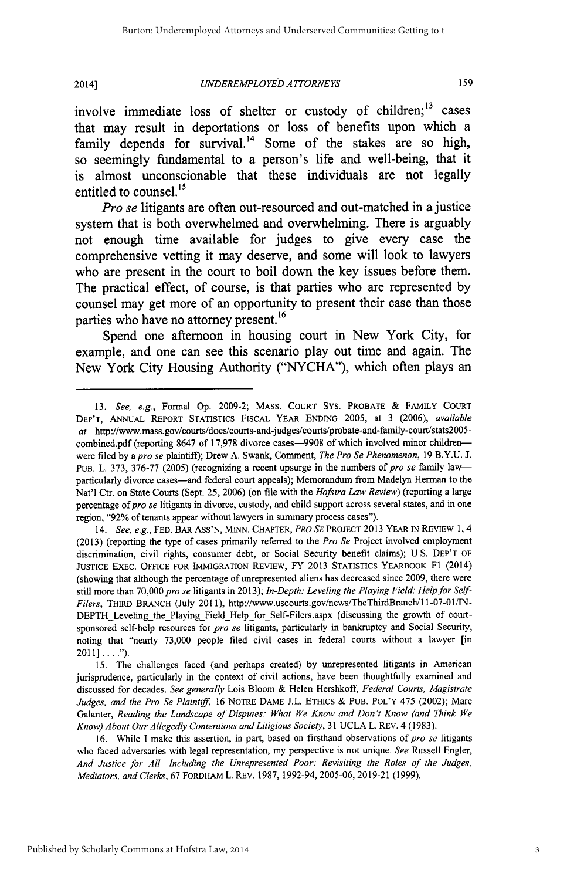involve immediate loss of shelter or custody of children;[13] cases that may result in deportations or loss of benefits upon which a family depends for survival.[14] Some of the stakes are so high, so seemingly fundamental to a person's life and well-being, that it is almost unconscionable that these individuals are not legally entitled to counsel.[15]

*Pro se* litigants are often out-resourced and out-matched in a justice system that is both overwhelmed and overwhelming. There is arguably not enough time available for judges to give every case the comprehensive vetting it may deserve, and some will look to lawyers who are present in the court to boil down the key issues before them. The practical effect, of course, is that parties who are represented by counsel may get more of an opportunity to present their case than those parties who have no attorney present.[16]

Spend one afternoon in housing court in New York City, for example, and one can see this scenario play out time and again. The New York City Housing Authority ("NYCHA"), which often plays an

---

13. *See, e.g.*, Formal Op. 2009-2; MASS. COURT SYS. PROBATE & FAMILY COURT DEP'T, ANNUAL REPORT STATISTICS FISCAL YEAR ENDING 2005, at 3 (2006), *available at* http://www.mass.gov/courts/docs/courts-and-judges/courts/probate-and-family-court/stats2005-combined.pdf (reporting 8647 of 17,978 divorce cases—9908 of which involved minor children—were filed by a *pro se* plaintiff); Drew A. Swank, Comment, *The Pro Se Phenomenon*, 19 B.Y.U. J. PUB. L. 373, 376-77 (2005) (recognizing a recent upsurge in the numbers of *pro se* family law—particularly divorce cases—and federal court appeals); Memorandum from Madelyn Herman to the Nat'l Ctr. on State Courts (Sept. 25, 2006) (on file with the *Hofstra Law Review*) (reporting a large percentage of *pro se* litigants in divorce, custody, and child support across several states, and in one region, "92% of tenants appear without lawyers in summary process cases").

14. *See, e.g.*, FED. BAR ASS'N, MINN. CHAPTER, *PRO SE* PROJECT 2013 YEAR IN REVIEW 1, 4 (2013) (reporting the type of cases primarily referred to the *Pro Se* Project involved employment discrimination, civil rights, consumer debt, or Social Security benefit claims); U.S. DEP'T OF JUSTICE EXEC. OFFICE FOR IMMIGRATION REVIEW, FY 2013 STATISTICS YEARBOOK F1 (2014) (showing that although the percentage of unrepresented aliens has decreased since 2009, there were still more than 70,000 *pro se* litigants in 2013); *In-Depth: Leveling the Playing Field: Help for Self-Filers*, THIRD BRANCH (July 2011), http://www.uscourts.gov/news/TheThirdBranch/11-07-01/IN-DEPTH_Leveling_the_Playing_Field_Help_for_Self-Filers.aspx (discussing the growth of court-sponsored self-help resources for *pro se* litigants, particularly in bankruptcy and Social Security, noting that "nearly 73,000 people filed civil cases in federal courts without a lawyer [in 2011] . . . .").

15. The challenges faced (and perhaps created) by unrepresented litigants in American jurisprudence, particularly in the context of civil actions, have been thoughtfully examined and discussed for decades. *See generally* Lois Bloom & Helen Hershkoff, *Federal Courts, Magistrate Judges, and the Pro Se Plaintiff*, 16 NOTRE DAME J.L. ETHICS & PUB. POL'Y 475 (2002); Marc Galanter, *Reading the Landscape of Disputes: What We Know and Don't Know (and Think We Know) About Our Allegedly Contentious and Litigious Society*, 31 UCLA L. REV. 4 (1983).

16. While I make this assertion, in part, based on firsthand observations of *pro se* litigants who faced adversaries with legal representation, my perspective is not unique. *See* Russell Engler, *And Justice for All—Including the Unrepresented Poor: Revisiting the Roles of the Judges, Mediators, and Clerks*, 67 FORDHAM L. REV. 1987, 1992-94, 2005-06, 2019-21 (1999).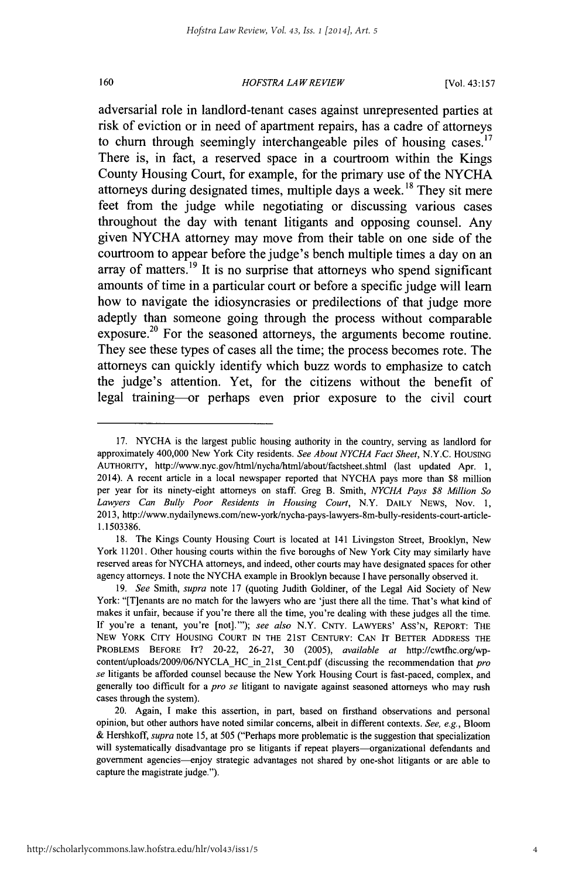adversarial role in landlord-tenant cases against unrepresented parties at risk of eviction or in need of apartment repairs, has a cadre of attorneys to churn through seemingly interchangeable piles of housing cases.[17] There is, in fact, a reserved space in a courtroom within the Kings County Housing Court, for example, for the primary use of the NYCHA attorneys during designated times, multiple days a week.[18] They sit mere feet from the judge while negotiating or discussing various cases throughout the day with tenant litigants and opposing counsel. Any given NYCHA attorney may move from their table on one side of the courtroom to appear before the judge's bench multiple times a day on an array of matters.[19] It is no surprise that attorneys who spend significant amounts of time in a particular court or before a specific judge will learn how to navigate the idiosyncrasies or predilections of that judge more adeptly than someone going through the process without comparable exposure.[20] For the seasoned attorneys, the arguments become routine. They see these types of cases all the time; the process becomes rote. The attorneys can quickly identify which buzz words to emphasize to catch the judge's attention. Yet, for the citizens without the benefit of legal training—or perhaps even prior exposure to the civil court

---

17. NYCHA is the largest public housing authority in the country, serving as landlord for approximately 400,000 New York City residents. *See About NYCHA Fact Sheet*, N.Y.C. HOUSING AUTHORITY, http://www.nyc.gov/html/nycha/html/about/factsheet.shtml (last updated Apr. 1, 2014). A recent article in a local newspaper reported that NYCHA pays more than $8 million per year for its ninety-eight attorneys on staff. Greg B. Smith, *NYCHA Pays $8 Million So Lawyers Can Bully Poor Residents in Housing Court*, N.Y. DAILY NEWS, Nov. 1, 2013, http://www.nydailynews.com/new-york/nycha-pays-lawyers-8m-bully-residents-court-article-1.1503386.

18. The Kings County Housing Court is located at 141 Livingston Street, Brooklyn, New York 11201. Other housing courts within the five boroughs of New York City may similarly have reserved areas for NYCHA attorneys, and indeed, other courts may have designated spaces for other agency attorneys. I note the NYCHA example in Brooklyn because I have personally observed it.

19. *See* Smith, *supra* note 17 (quoting Judith Goldiner, of the Legal Aid Society of New York: "[T]enants are no match for the lawyers who are 'just there all the time. That's what kind of makes it unfair, because if you're there all the time, you're dealing with these judges all the time. If you're a tenant, you're [not].'"); *see also* N.Y. CNTY. LAWYERS' ASS'N, REPORT: THE NEW YORK CITY HOUSING COURT IN THE 21ST CENTURY: CAN IT BETTER ADDRESS THE PROBLEMS BEFORE IT? 20-22, 26-27, 30 (2005), *available at* http://cwtfhc.org/wp-content/uploads/2009/06/NYCLA_HC_in_21st_Cent.pdf (discussing the recommendation that *pro se* litigants be afforded counsel because the New York Housing Court is fast-paced, complex, and generally too difficult for a *pro se* litigant to navigate against seasoned attorneys who may rush cases through the system).

20. Again, I make this assertion, in part, based on firsthand observations and personal opinion, but other authors have noted similar concerns, albeit in different contexts. *See, e.g.*, Bloom & Hershkoff, *supra* note 15, at 505 ("Perhaps more problematic is the suggestion that specialization will systematically disadvantage pro se litigants if repeat players—organizational defendants and government agencies—enjoy strategic advantages not shared by one-shot litigants or are able to capture the magistrate judge.").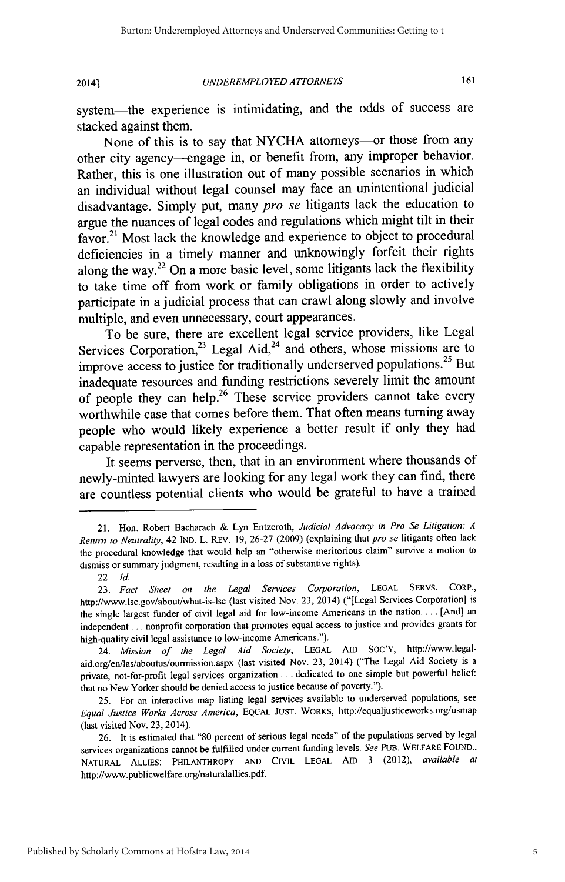system—the experience is intimidating, and the odds of success are stacked against them.

None of this is to say that NYCHA attorneys—or those from any other city agency—engage in, or benefit from, any improper behavior. Rather, this is one illustration out of many possible scenarios in which an individual without legal counsel may face an unintentional judicial disadvantage. Simply put, many *pro se* litigants lack the education to argue the nuances of legal codes and regulations which might tilt in their favor.[21] Most lack the knowledge and experience to object to procedural deficiencies in a timely manner and unknowingly forfeit their rights along the way.[22] On a more basic level, some litigants lack the flexibility to take time off from work or family obligations in order to actively participate in a judicial process that can crawl along slowly and involve multiple, and even unnecessary, court appearances.

To be sure, there are excellent legal service providers, like Legal Services Corporation,[23] Legal Aid,[24] and others, whose missions are to improve access to justice for traditionally underserved populations.[25] But inadequate resources and funding restrictions severely limit the amount of people they can help.[26] These service providers cannot take every worthwhile case that comes before them. That often means turning away people who would likely experience a better result if only they had capable representation in the proceedings.

It seems perverse, then, that in an environment where thousands of newly-minted lawyers are looking for any legal work they can find, there are countless potential clients who would be grateful to have a trained

---

21. Hon. Robert Bacharach & Lyn Entzeroth, *Judicial Advocacy in Pro Se Litigation: A Return to Neutrality*, 42 IND. L. REV. 19, 26-27 (2009) (explaining that *pro se* litigants often lack the procedural knowledge that would help an "otherwise meritorious claim" survive a motion to dismiss or summary judgment, resulting in a loss of substantive rights).

22. *Id.*

23. *Fact Sheet on the Legal Services Corporation*, LEGAL SERVS. CORP., http://www.lsc.gov/about/what-is-lsc (last visited Nov. 23, 2014) ("[Legal Services Corporation] is the single largest funder of civil legal aid for low-income Americans in the nation. . . . [And] an independent . . . nonprofit corporation that promotes equal access to justice and provides grants for high-quality civil legal assistance to low-income Americans.").

24. *Mission of the Legal Aid Society*, LEGAL AID SOC'Y, http://www.legal-aid.org/en/las/aboutus/ourmission.aspx (last visited Nov. 23, 2014) ("The Legal Aid Society is a private, not-for-profit legal services organization . . . dedicated to one simple but powerful belief: that no New Yorker should be denied access to justice because of poverty.").

25. For an interactive map listing legal services available to underserved populations, see *Equal Justice Works Across America*, EQUAL JUST. WORKS, http://equaljusticeworks.org/usmap (last visited Nov. 23, 2014).

26. It is estimated that "80 percent of serious legal needs" of the populations served by legal services organizations cannot be fulfilled under current funding levels. *See* PUB. WELFARE FOUND., NATURAL ALLIES: PHILANTHROPY AND CIVIL LEGAL AID 3 (2012), *available at* http://www.publicwelfare.org/naturalallies.pdf.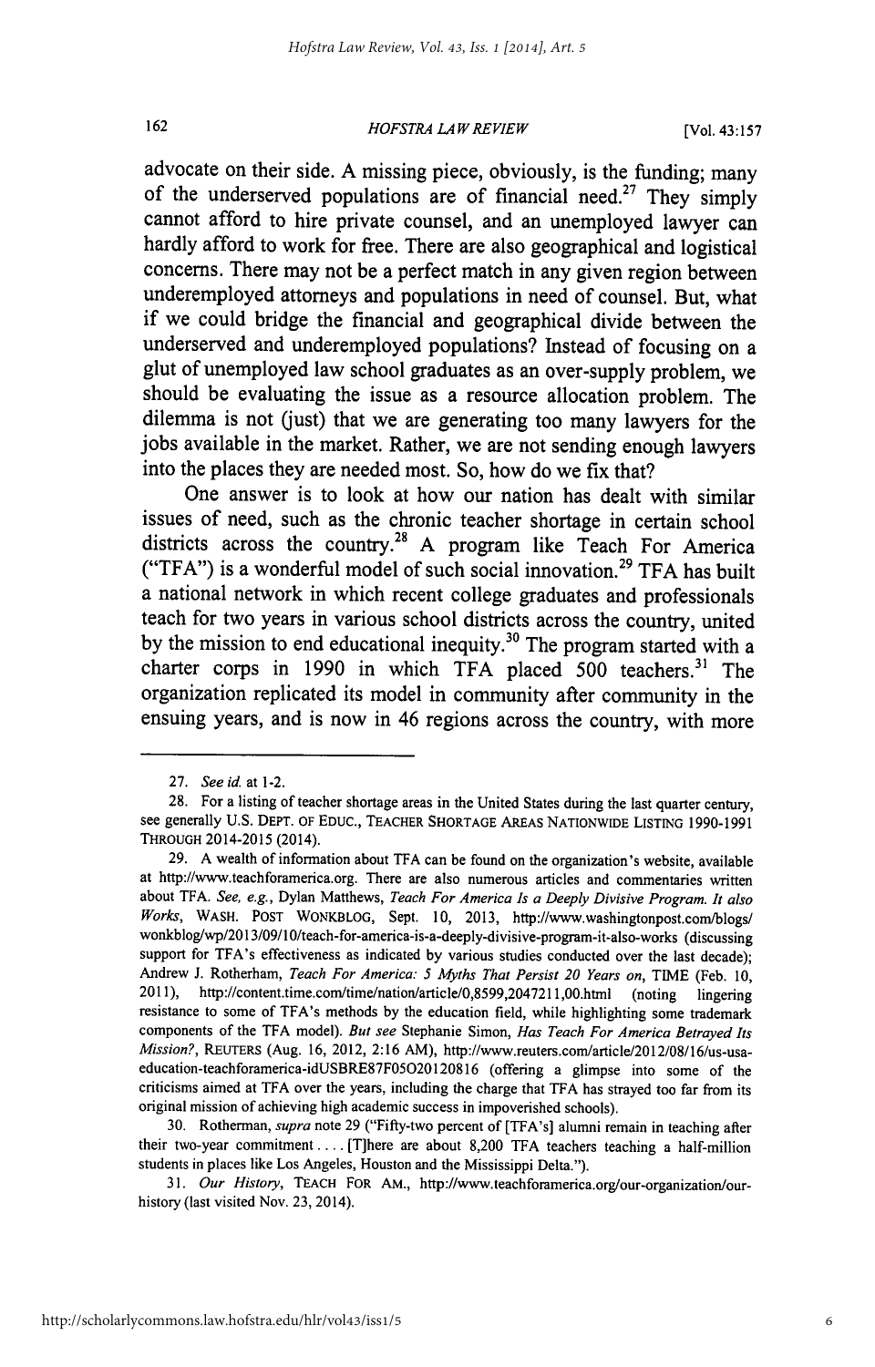advocate on their side. A missing piece, obviously, is the funding; many of the underserved populations are of financial need.[27] They simply cannot afford to hire private counsel, and an unemployed lawyer can hardly afford to work for free. There are also geographical and logistical concerns. There may not be a perfect match in any given region between underemployed attorneys and populations in need of counsel. But, what if we could bridge the financial and geographical divide between the underserved and underemployed populations? Instead of focusing on a glut of unemployed law school graduates as an over-supply problem, we should be evaluating the issue as a resource allocation problem. The dilemma is not (just) that we are generating too many lawyers for the jobs available in the market. Rather, we are not sending enough lawyers into the places they are needed most. So, how do we fix that?

One answer is to look at how our nation has dealt with similar issues of need, such as the chronic teacher shortage in certain school districts across the country.[28] A program like Teach For America ("TFA") is a wonderful model of such social innovation.[29] TFA has built a national network in which recent college graduates and professionals teach for two years in various school districts across the country, united by the mission to end educational inequity.[30] The program started with a charter corps in 1990 in which TFA placed 500 teachers.[31] The organization replicated its model in community after community in the ensuing years, and is now in 46 regions across the country, with more

---

27. *See id.* at 1-2.

28. For a listing of teacher shortage areas in the United States during the last quarter century, see generally U.S. DEPT. OF EDUC., TEACHER SHORTAGE AREAS NATIONWIDE LISTING 1990-1991 THROUGH 2014-2015 (2014).

29. A wealth of information about TFA can be found on the organization's website, available at http://www.teachforamerica.org. There are also numerous articles and commentaries written about TFA. *See, e.g.*, Dylan Matthews, *Teach For America Is a Deeply Divisive Program. It also Works*, WASH. POST WONKBLOG, Sept. 10, 2013, http://www.washingtonpost.com/blogs/wonkblog/wp/2013/09/10/teach-for-america-is-a-deeply-divisive-program-it-also-works (discussing support for TFA's effectiveness as indicated by various studies conducted over the last decade); Andrew J. Rotherham, *Teach For America: 5 Myths That Persist 20 Years on*, TIME (Feb. 10, 2011), http://content.time.com/time/nation/article/0,8599,2047211,00.html (noting lingering resistance to some of TFA's methods by the education field, while highlighting some trademark components of the TFA model). *But see* Stephanie Simon, *Has Teach For America Betrayed Its Mission?*, REUTERS (Aug. 16, 2012, 2:16 AM), http://www.reuters.com/article/2012/08/16/us-usa-education-teachforamerica-idUSBRE87F05O20120816 (offering a glimpse into some of the criticisms aimed at TFA over the years, including the charge that TFA has strayed too far from its original mission of achieving high academic success in impoverished schools).

30. Rotherman, *supra* note 29 ("Fifty-two percent of [TFA's] alumni remain in teaching after their two-year commitment . . . . [T]here are about 8,200 TFA teachers teaching a half-million students in places like Los Angeles, Houston and the Mississippi Delta.").

31. *Our History*, TEACH FOR AM., http://www.teachforamerica.org/our-organization/our-history (last visited Nov. 23, 2014).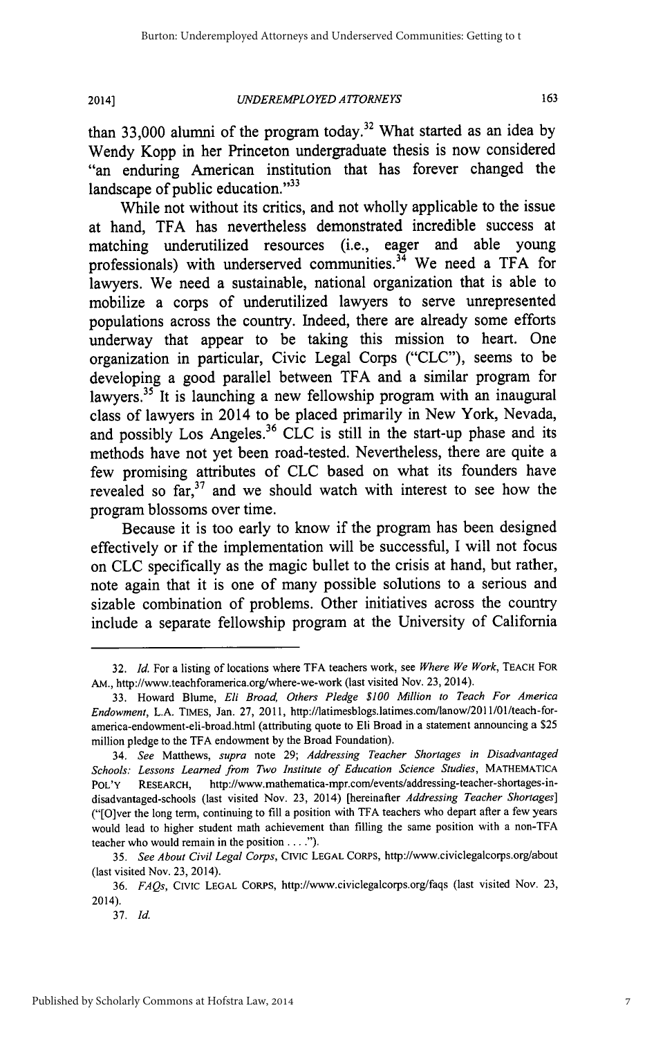than 33,000 alumni of the program today.[32] What started as an idea by Wendy Kopp in her Princeton undergraduate thesis is now considered "an enduring American institution that has forever changed the landscape of public education."[33]

While not without its critics, and not wholly applicable to the issue at hand, TFA has nevertheless demonstrated incredible success at matching underutilized resources (i.e., eager and able young professionals) with underserved communities.[34] We need a TFA for lawyers. We need a sustainable, national organization that is able to mobilize a corps of underutilized lawyers to serve unrepresented populations across the country. Indeed, there are already some efforts underway that appear to be taking this mission to heart. One organization in particular, Civic Legal Corps ("CLC"), seems to be developing a good parallel between TFA and a similar program for lawyers.[35] It is launching a new fellowship program with an inaugural class of lawyers in 2014 to be placed primarily in New York, Nevada, and possibly Los Angeles.[36] CLC is still in the start-up phase and its methods have not yet been road-tested. Nevertheless, there are quite a few promising attributes of CLC based on what its founders have revealed so far,[37] and we should watch with interest to see how the program blossoms over time.

Because it is too early to know if the program has been designed effectively or if the implementation will be successful, I will not focus on CLC specifically as the magic bullet to the crisis at hand, but rather, note again that it is one of many possible solutions to a serious and sizable combination of problems. Other initiatives across the country include a separate fellowship program at the University of California

---

32. *Id.* For a listing of locations where TFA teachers work, see *Where We Work*, TEACH FOR AM., http://www.teachforamerica.org/where-we-work (last visited Nov. 23, 2014).

33. Howard Blume, *Eli Broad, Others Pledge $100 Million to Teach For America Endowment*, L.A. TIMES, Jan. 27, 2011, http://latimesblogs.latimes.com/lanow/2011/01/teach-for-america-endowment-eli-broad.html (attributing quote to Eli Broad in a statement announcing a $25 million pledge to the TFA endowment by the Broad Foundation).

34. *See* Matthews, *supra* note 29; *Addressing Teacher Shortages in Disadvantaged Schools: Lessons Learned from Two Institute of Education Science Studies*, MATHEMATICA POL'Y RESEARCH, http://www.mathematica-mpr.com/events/addressing-teacher-shortages-in-disadvantaged-schools (last visited Nov. 23, 2014) [hereinafter *Addressing Teacher Shortages*] ("[O]ver the long term, continuing to fill a position with TFA teachers who depart after a few years would lead to higher student math achievement than filling the same position with a non-TFA teacher who would remain in the position . . . .").

35. *See About Civil Legal Corps*, CIVIC LEGAL CORPS, http://www.civiclegalcorps.org/about (last visited Nov. 23, 2014).

36. *FAQs*, CIVIC LEGAL CORPS, http://www.civiclegalcorps.org/faqs (last visited Nov. 23, 2014).

37. *Id.*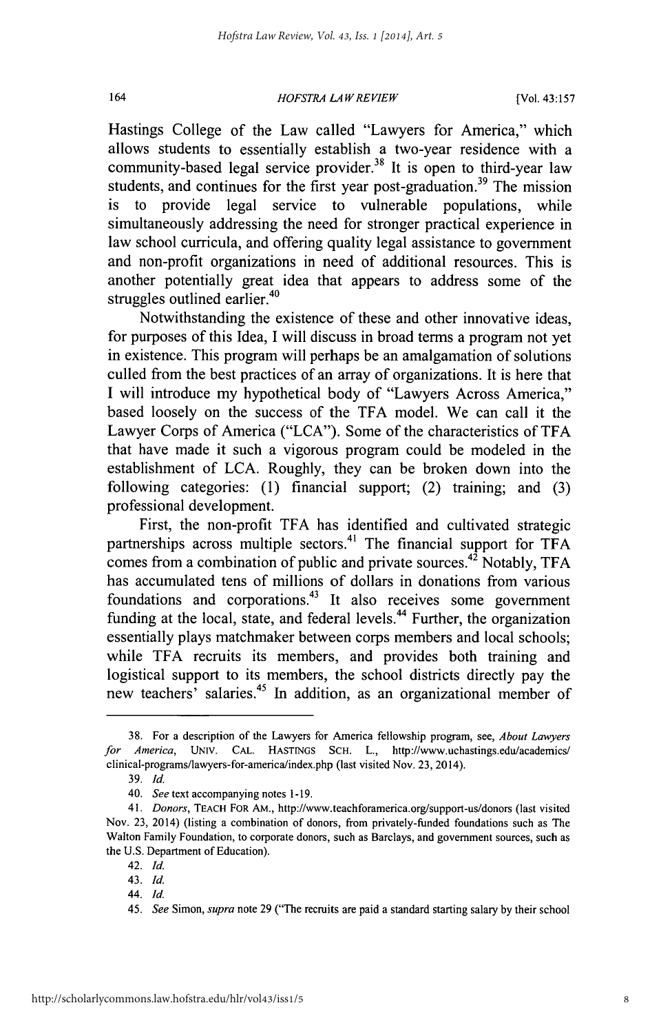Hastings College of the Law called "Lawyers for America," which allows students to essentially establish a two-year residence with a community-based legal service provider.[38] It is open to third-year law students, and continues for the first year post-graduation.[39] The mission is to provide legal service to vulnerable populations, while simultaneously addressing the need for stronger practical experience in law school curricula, and offering quality legal assistance to government and non-profit organizations in need of additional resources. This is another potentially great idea that appears to address some of the struggles outlined earlier.[40]

Notwithstanding the existence of these and other innovative ideas, for purposes of this Idea, I will discuss in broad terms a program not yet in existence. This program will perhaps be an amalgamation of solutions culled from the best practices of an array of organizations. It is here that I will introduce my hypothetical body of "Lawyers Across America," based loosely on the success of the TFA model. We can call it the Lawyer Corps of America ("LCA"). Some of the characteristics of TFA that have made it such a vigorous program could be modeled in the establishment of LCA. Roughly, they can be broken down into the following categories: (1) financial support; (2) training; and (3) professional development.

First, the non-profit TFA has identified and cultivated strategic partnerships across multiple sectors.[41] The financial support for TFA comes from a combination of public and private sources.[42] Notably, TFA has accumulated tens of millions of dollars in donations from various foundations and corporations.[43] It also receives some government funding at the local, state, and federal levels.[44] Further, the organization essentially plays matchmaker between corps members and local schools; while TFA recruits its members, and provides both training and logistical support to its members, the school districts directly pay the new teachers' salaries.[45] In addition, as an organizational member of

---

38. For a description of the Lawyers for America fellowship program, see, *About Lawyers for America*, UNIV. CAL. HASTINGS SCH. L., http://www.uchastings.edu/academics/clinical-programs/lawyers-for-america/index.php (last visited Nov. 23, 2014).

39. *Id.*

40. *See* text accompanying notes 1-19.

41. *Donors*, TEACH FOR AM., http://www.teachforamerica.org/support-us/donors (last visited Nov. 23, 2014) (listing a combination of donors, from privately-funded foundations such as The Walton Family Foundation, to corporate donors, such as Barclays, and government sources, such as the U.S. Department of Education).

42. *Id.*

43. *Id.*

44. *Id.*

45. *See* Simon, *supra* note 29 ("The recruits are paid a standard starting salary by their school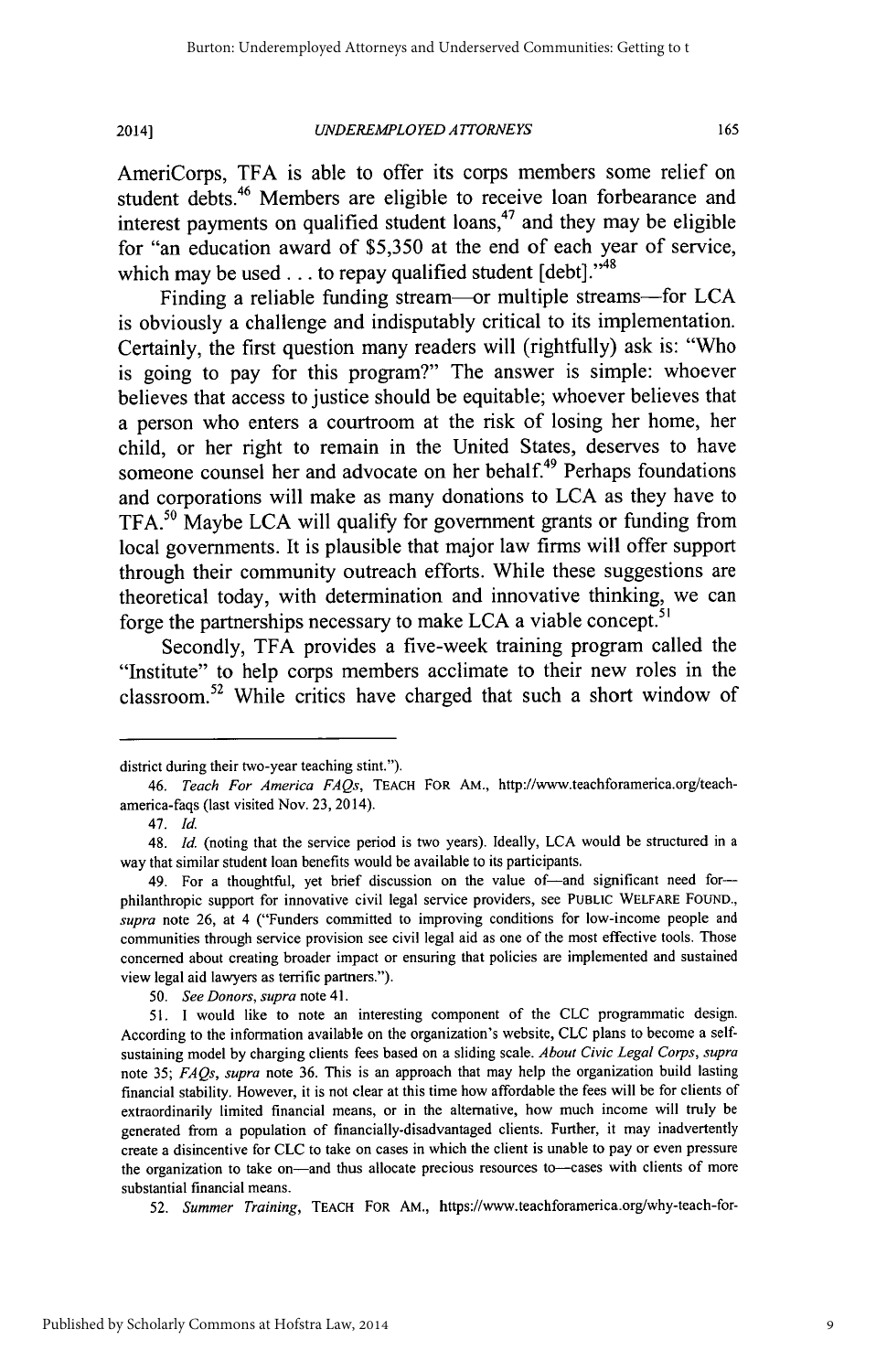AmeriCorps, TFA is able to offer its corps members some relief on student debts.[46] Members are eligible to receive loan forbearance and interest payments on qualified student loans,[47] and they may be eligible for "an education award of $5,350 at the end of each year of service, which may be used . . . to repay qualified student [debt]."[48]

Finding a reliable funding stream—or multiple streams—for LCA is obviously a challenge and indisputably critical to its implementation. Certainly, the first question many readers will (rightfully) ask is: "Who is going to pay for this program?" The answer is simple: whoever believes that access to justice should be equitable; whoever believes that a person who enters a courtroom at the risk of losing her home, her child, or her right to remain in the United States, deserves to have someone counsel her and advocate on her behalf.[49] Perhaps foundations and corporations will make as many donations to LCA as they have to TFA.[50] Maybe LCA will qualify for government grants or funding from local governments. It is plausible that major law firms will offer support through their community outreach efforts. While these suggestions are theoretical today, with determination and innovative thinking, we can forge the partnerships necessary to make LCA a viable concept.[51]

Secondly, TFA provides a five-week training program called the "Institute" to help corps members acclimate to their new roles in the classroom.[52] While critics have charged that such a short window of

---

district during their two-year teaching stint.").

46. *Teach For America FAQs*, TEACH FOR AM., http://www.teachforamerica.org/teach-america-faqs (last visited Nov. 23, 2014).

47. *Id.*

48. *Id.* (noting that the service period is two years). Ideally, LCA would be structured in a way that similar student loan benefits would be available to its participants.

49. For a thoughtful, yet brief discussion on the value of—and significant need for—philanthropic support for innovative civil legal service providers, see PUBLIC WELFARE FOUND., *supra* note 26, at 4 ("Funders committed to improving conditions for low-income people and communities through service provision see civil legal aid as one of the most effective tools. Those concerned about creating broader impact or ensuring that policies are implemented and sustained view legal aid lawyers as terrific partners.").

50. *See Donors*, *supra* note 41.

51. I would like to note an interesting component of the CLC programmatic design. According to the information available on the organization's website, CLC plans to become a self-sustaining model by charging clients fees based on a sliding scale. *About Civic Legal Corps*, *supra* note 35; *FAQs*, *supra* note 36. This is an approach that may help the organization build lasting financial stability. However, it is not clear at this time how affordable the fees will be for clients of extraordinarily limited financial means, or in the alternative, how much income will truly be generated from a population of financially-disadvantaged clients. Further, it may inadvertently create a disincentive for CLC to take on cases in which the client is unable to pay or even pressure the organization to take on—and thus allocate precious resources to—cases with clients of more substantial financial means.

52. *Summer Training*, TEACH FOR AM., https://www.teachforamerica.org/why-teach-for-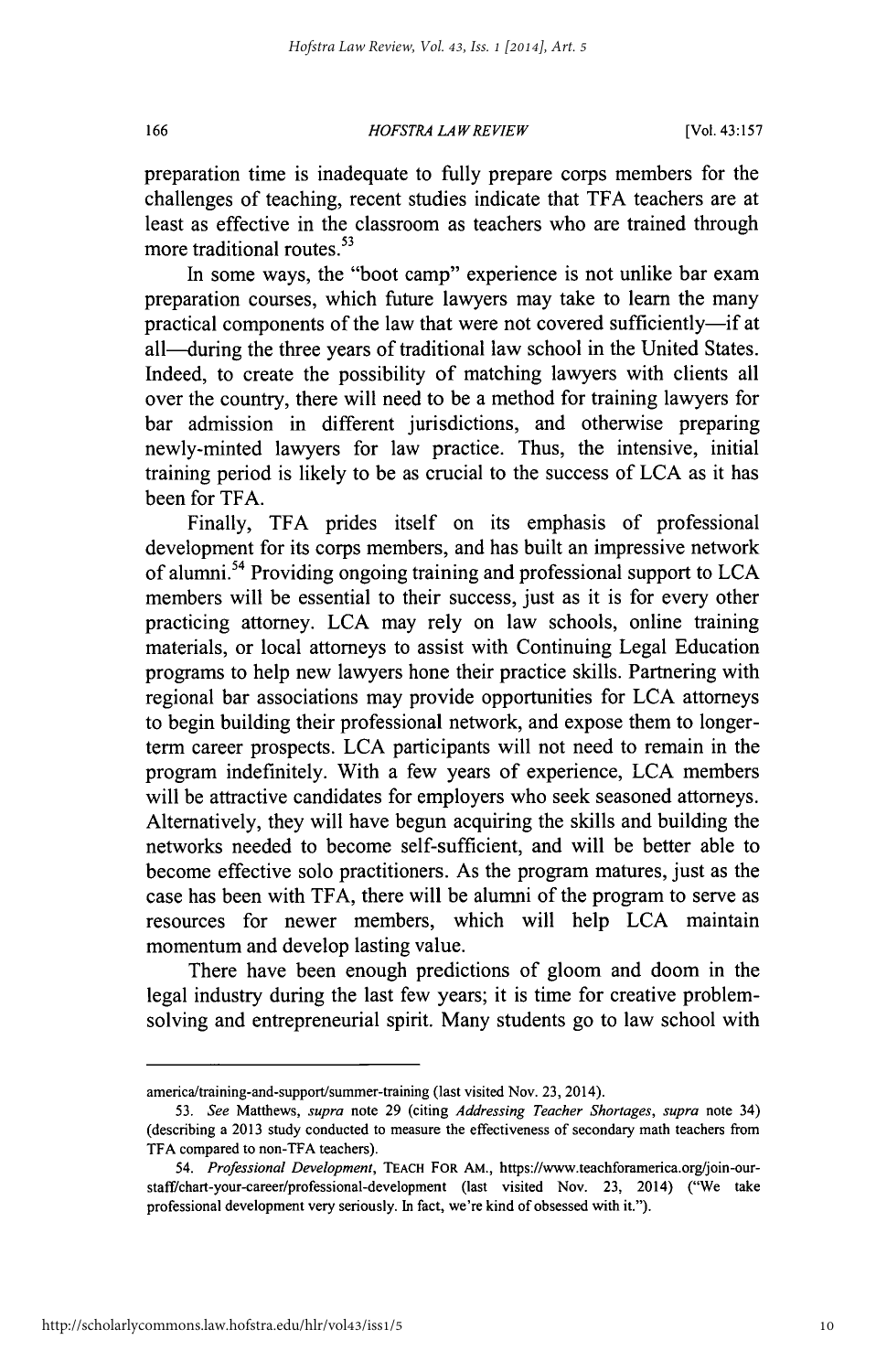preparation time is inadequate to fully prepare corps members for the challenges of teaching, recent studies indicate that TFA teachers are at least as effective in the classroom as teachers who are trained through more traditional routes.[53]

In some ways, the "boot camp" experience is not unlike bar exam preparation courses, which future lawyers may take to learn the many practical components of the law that were not covered sufficiently—if at all—during the three years of traditional law school in the United States. Indeed, to create the possibility of matching lawyers with clients all over the country, there will need to be a method for training lawyers for bar admission in different jurisdictions, and otherwise preparing newly-minted lawyers for law practice. Thus, the intensive, initial training period is likely to be as crucial to the success of LCA as it has been for TFA.

Finally, TFA prides itself on its emphasis of professional development for its corps members, and has built an impressive network of alumni.[54] Providing ongoing training and professional support to LCA members will be essential to their success, just as it is for every other practicing attorney. LCA may rely on law schools, online training materials, or local attorneys to assist with Continuing Legal Education programs to help new lawyers hone their practice skills. Partnering with regional bar associations may provide opportunities for LCA attorneys to begin building their professional network, and expose them to longer-term career prospects. LCA participants will not need to remain in the program indefinitely. With a few years of experience, LCA members will be attractive candidates for employers who seek seasoned attorneys. Alternatively, they will have begun acquiring the skills and building the networks needed to become self-sufficient, and will be better able to become effective solo practitioners. As the program matures, just as the case has been with TFA, there will be alumni of the program to serve as resources for newer members, which will help LCA maintain momentum and develop lasting value.

There have been enough predictions of gloom and doom in the legal industry during the last few years; it is time for creative problem-solving and entrepreneurial spirit. Many students go to law school with

---

america/training-and-support/summer-training (last visited Nov. 23, 2014).

53. *See* Matthews, *supra* note 29 (citing *Addressing Teacher Shortages*, *supra* note 34) (describing a 2013 study conducted to measure the effectiveness of secondary math teachers from TFA compared to non-TFA teachers).

54. *Professional Development*, TEACH FOR AM., https://www.teachforamerica.org/join-our-staff/chart-your-career/professional-development (last visited Nov. 23, 2014) ("We take professional development very seriously. In fact, we're kind of obsessed with it.").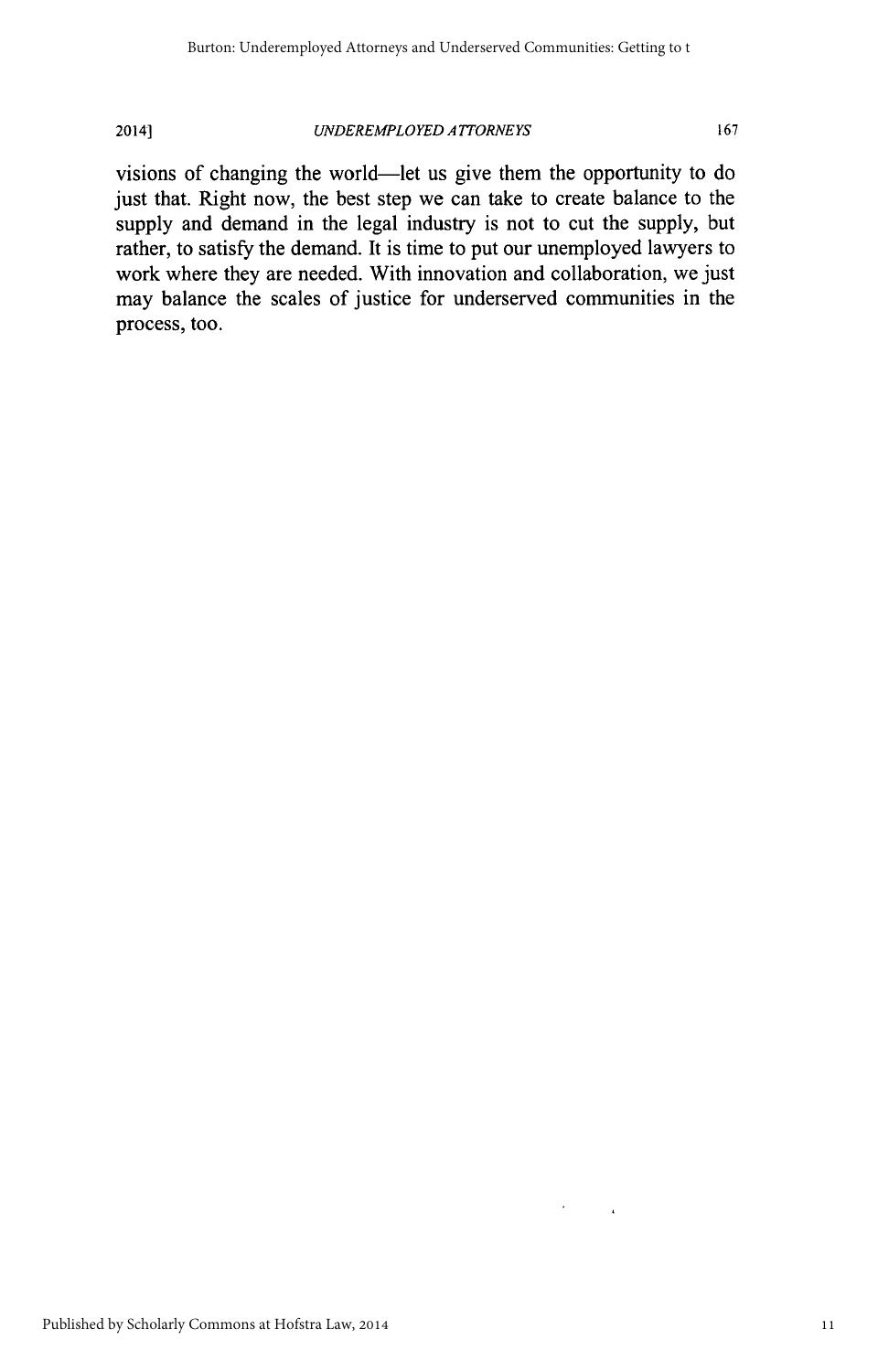visions of changing the world—let us give them the opportunity to do just that. Right now, the best step we can take to create balance to the supply and demand in the legal industry is not to cut the supply, but rather, to satisfy the demand. It is time to put our unemployed lawyers to work where they are needed. With innovation and collaboration, we just may balance the scales of justice for underserved communities in the process, too.